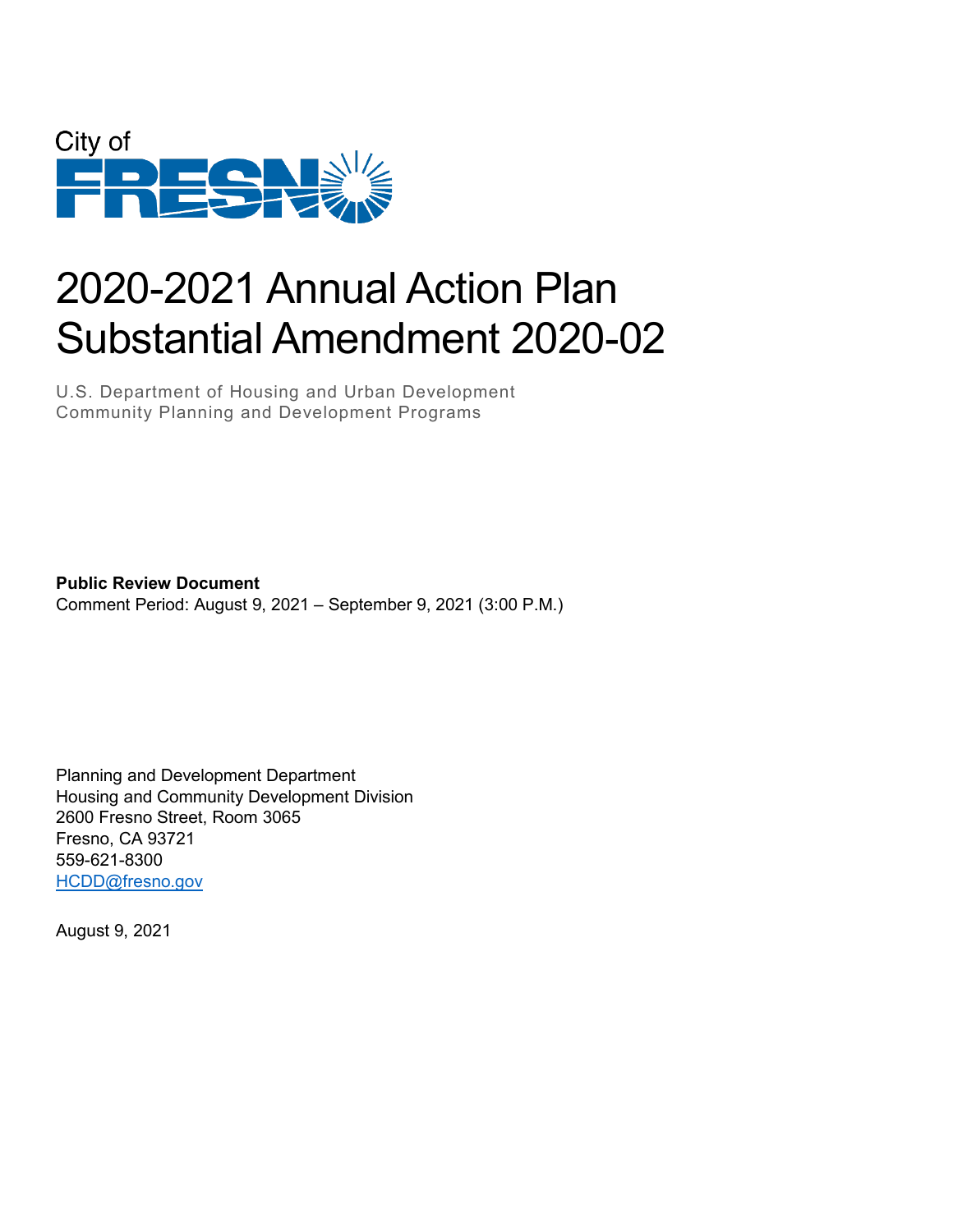City of

FRESNO

# 2020-2021 Annual Action Plan Substantial Amendment 2020-02

U.S. Department of Housing and Urban Development
Community Planning and Development Programs

**Public Review Document**
Comment Period: August 9, 2021 – September 9, 2021 (3:00 P.M.)

Planning and Development Department
Housing and Community Development Division
2600 Fresno Street, Room 3065
Fresno, CA 93721
559-621-8300
HCDD@fresno.gov

August 9, 2021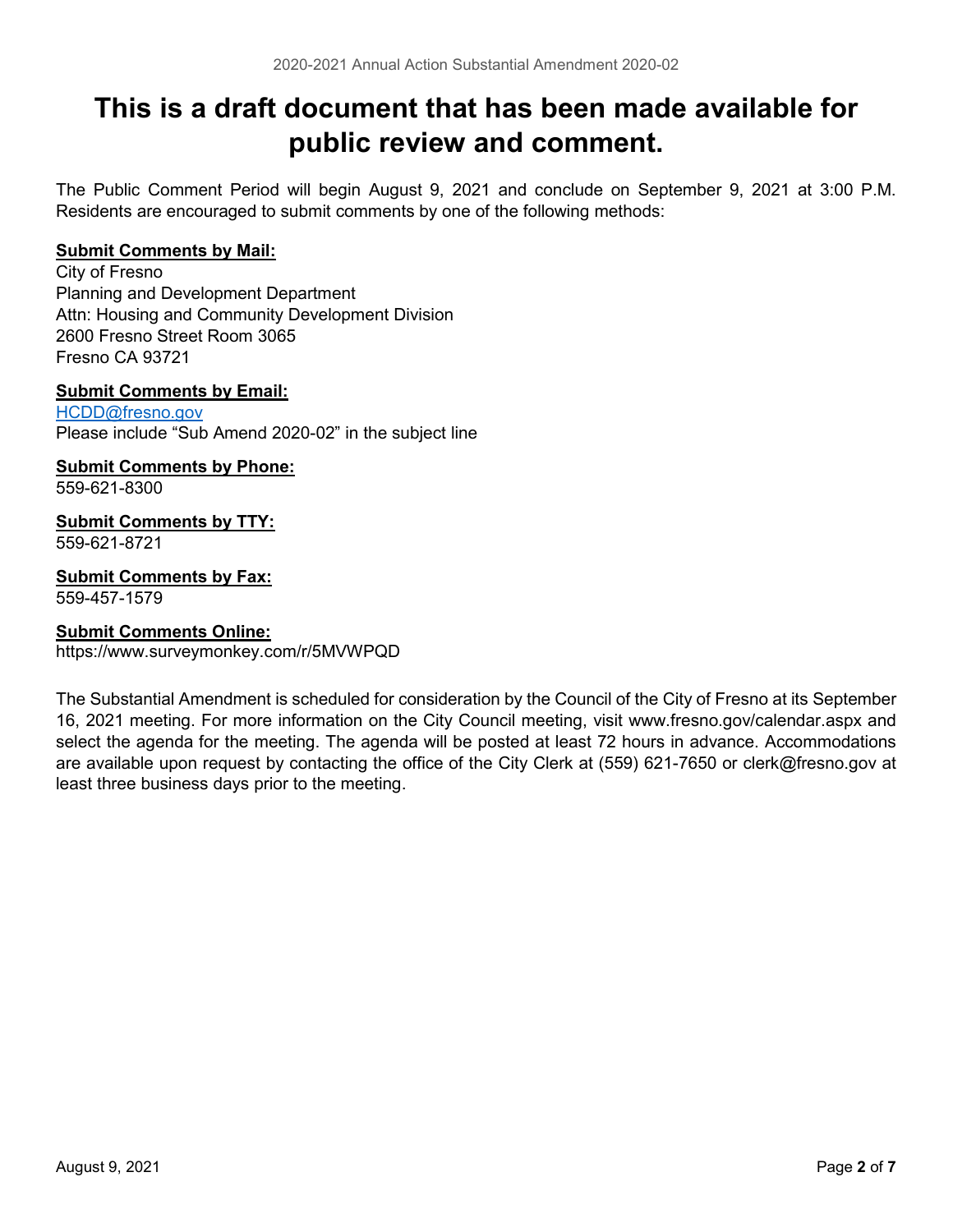# This is a draft document that has been made available for public review and comment.

The Public Comment Period will begin August 9, 2021 and conclude on September 9, 2021 at 3:00 P.M. Residents are encouraged to submit comments by one of the following methods:

**Submit Comments by Mail:**
City of Fresno
Planning and Development Department
Attn: Housing and Community Development Division
2600 Fresno Street Room 3065
Fresno CA 93721

**Submit Comments by Email:**
HCDD@fresno.gov
Please include "Sub Amend 2020-02" in the subject line

**Submit Comments by Phone:**
559-621-8300

**Submit Comments by TTY:**
559-621-8721

**Submit Comments by Fax:**
559-457-1579

**Submit Comments Online:**
https://www.surveymonkey.com/r/5MVWPQD

The Substantial Amendment is scheduled for consideration by the Council of the City of Fresno at its September 16, 2021 meeting. For more information on the City Council meeting, visit www.fresno.gov/calendar.aspx and select the agenda for the meeting. The agenda will be posted at least 72 hours in advance. Accommodations are available upon request by contacting the office of the City Clerk at (559) 621-7650 or clerk@fresno.gov at least three business days prior to the meeting.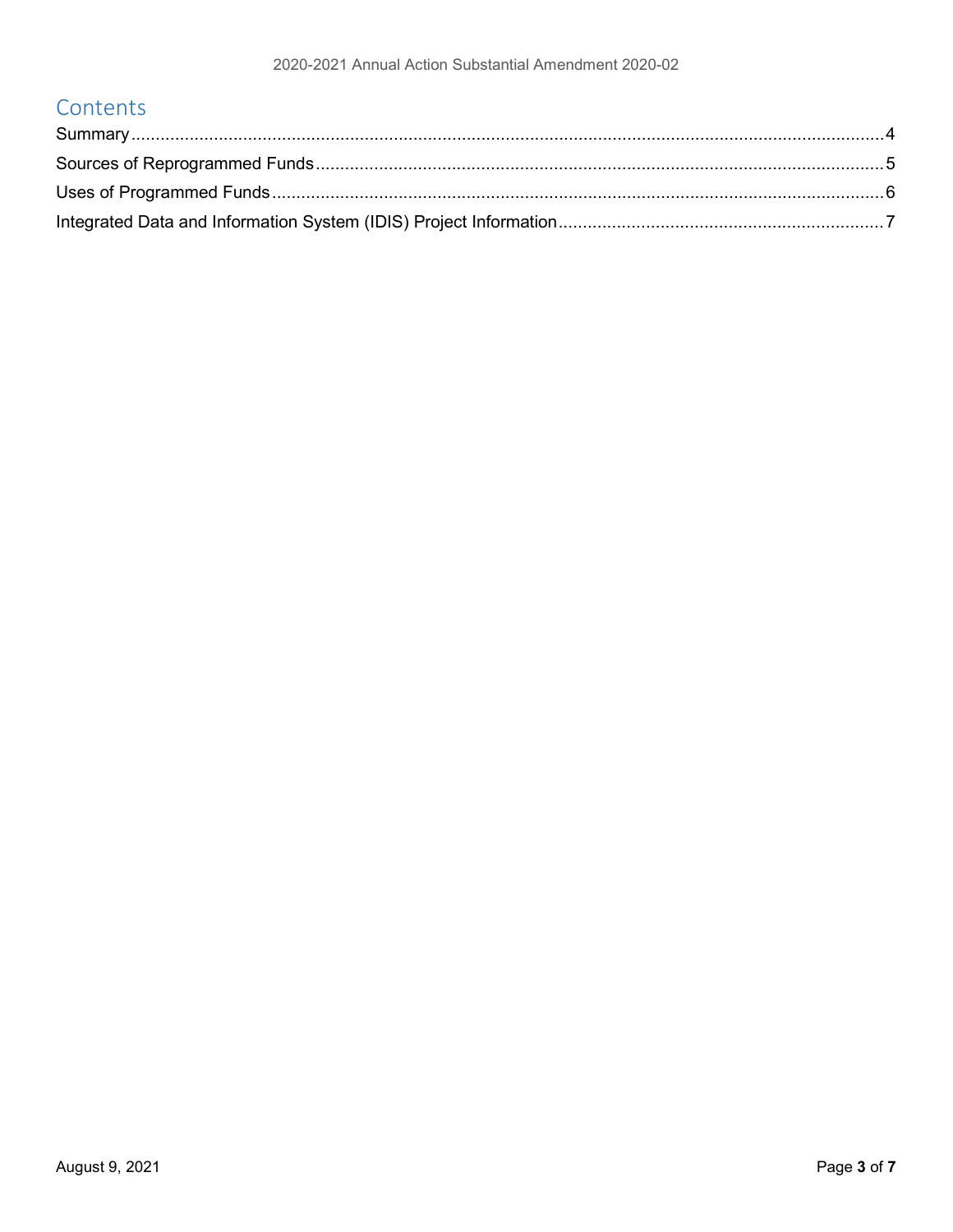# Contents

Summary....................................................................................................................................................4
Sources of Reprogrammed Funds.....................................................................................................................5
Uses of Programmed Funds.............................................................................................................................6
Integrated Data and Information System (IDIS) Project Information..................................................................7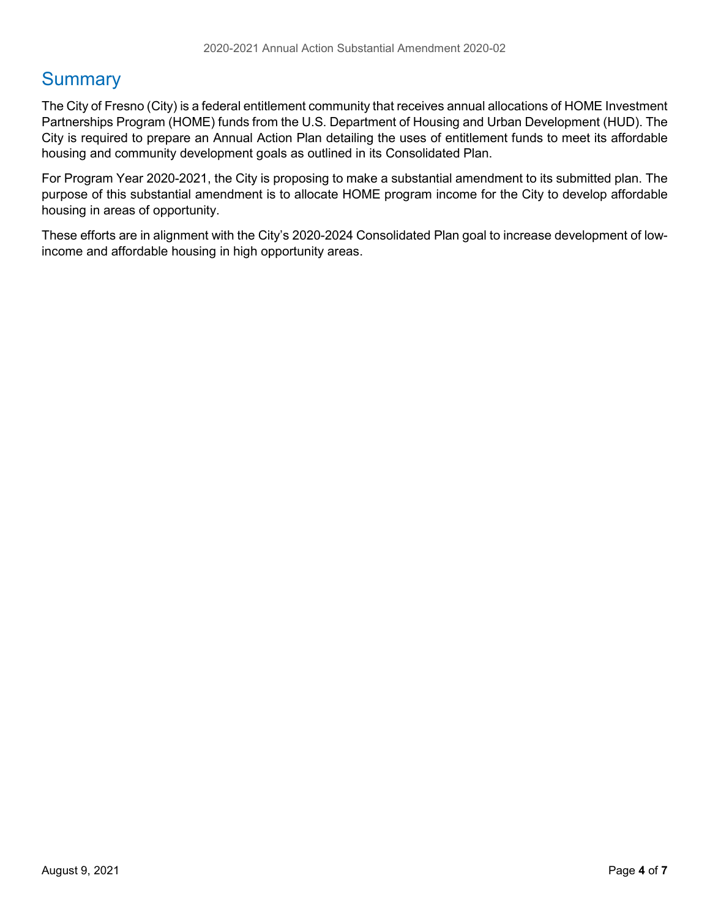# Summary

The City of Fresno (City) is a federal entitlement community that receives annual allocations of HOME Investment Partnerships Program (HOME) funds from the U.S. Department of Housing and Urban Development (HUD). The City is required to prepare an Annual Action Plan detailing the uses of entitlement funds to meet its affordable housing and community development goals as outlined in its Consolidated Plan.

For Program Year 2020-2021, the City is proposing to make a substantial amendment to its submitted plan. The purpose of this substantial amendment is to allocate HOME program income for the City to develop affordable housing in areas of opportunity.

These efforts are in alignment with the City's 2020-2024 Consolidated Plan goal to increase development of low-income and affordable housing in high opportunity areas.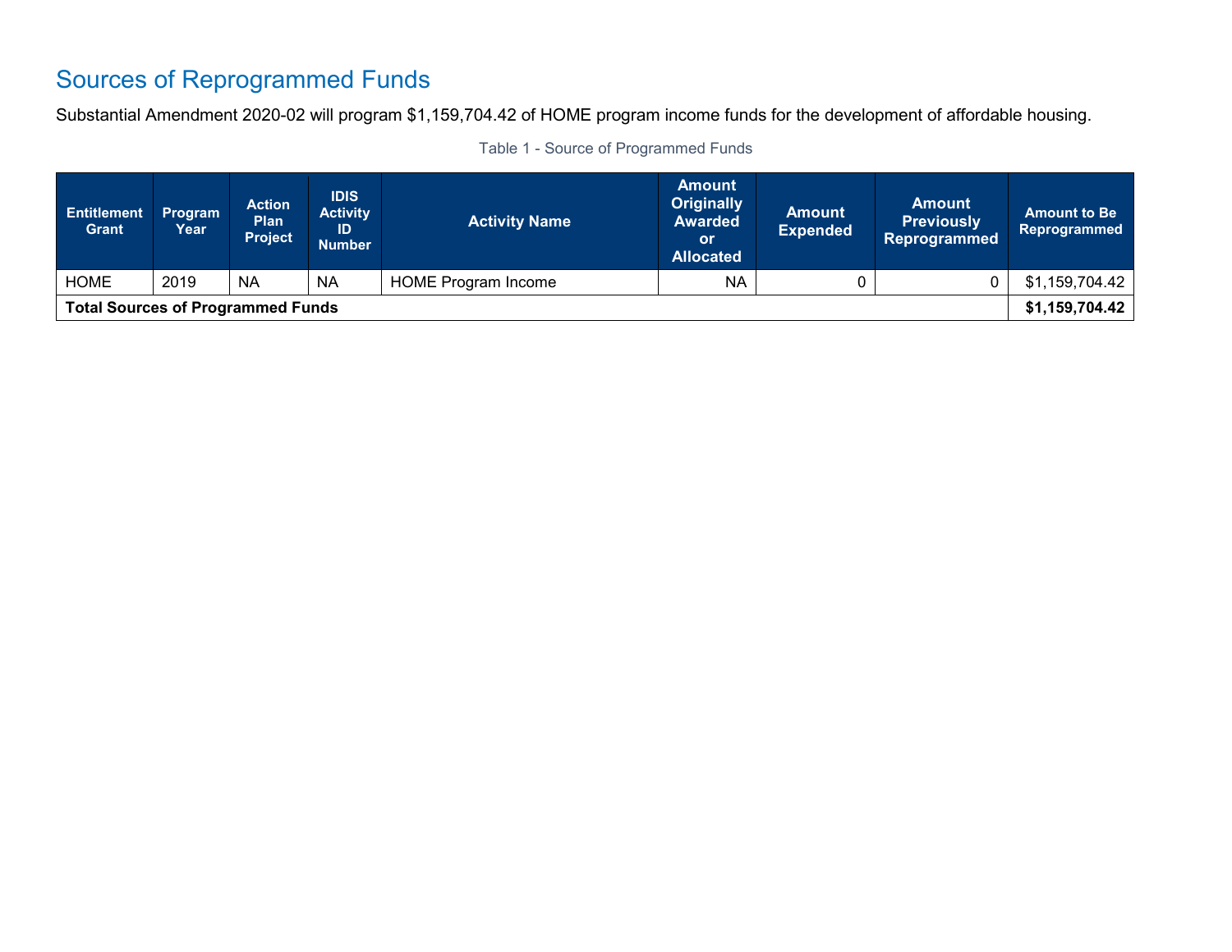## Sources of Reprogrammed Funds

Substantial Amendment 2020-02 will program $1,159,704.42 of HOME program income funds for the development of affordable housing.

Table 1 - Source of Programmed Funds

| Entitlement Grant | Program Year | Action Plan Project | IDIS Activity ID Number | Activity Name | Amount Originally Awarded or Allocated | Amount Expended | Amount Previously Reprogrammed | Amount to Be Reprogrammed |
|---|---|---|---|---|---|---|---|---|
| HOME | 2019 | NA | NA | HOME Program Income | NA | 0 | 0 | $1,159,704.42 |
| **Total Sources of Programmed Funds** | | | | | | | | **$1,159,704.42** |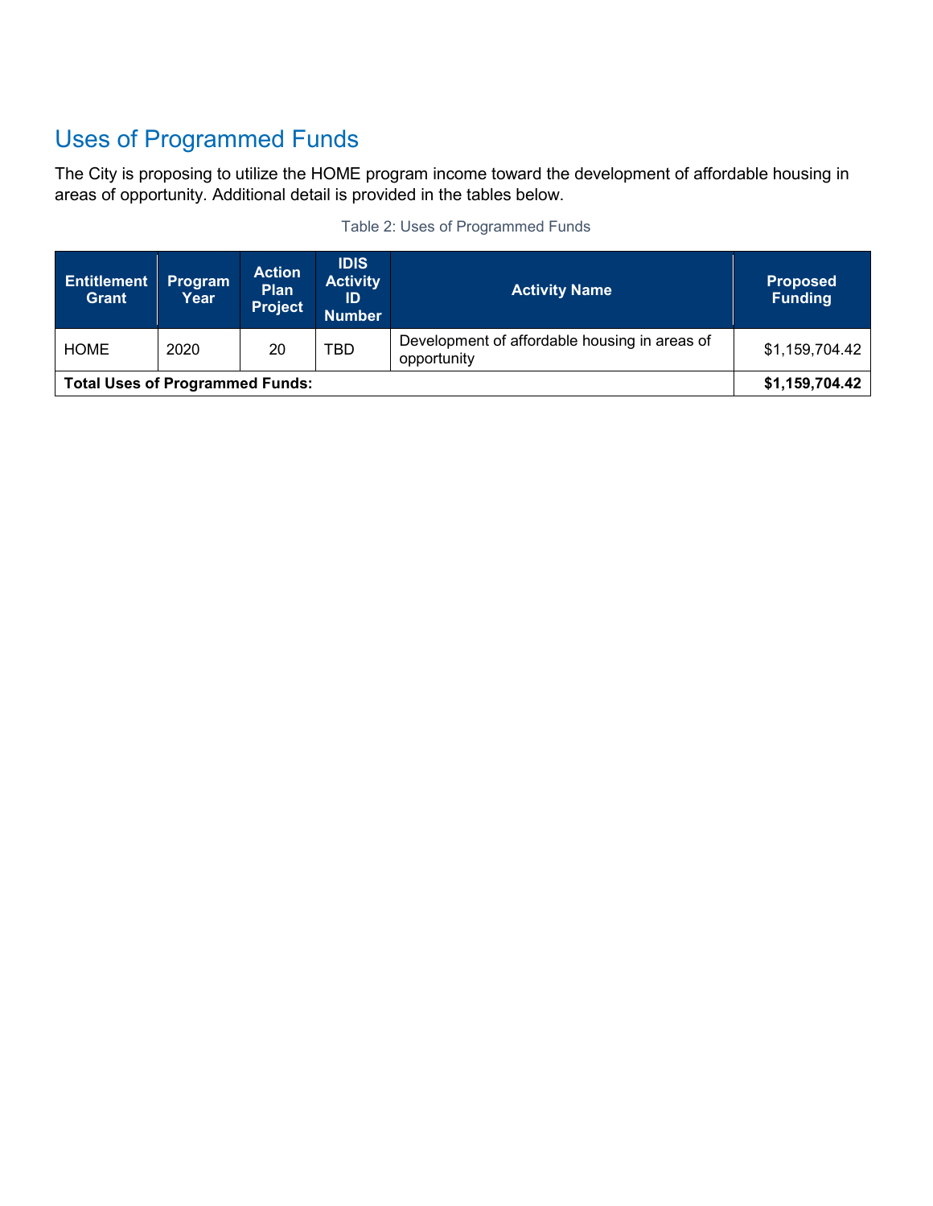## Uses of Programmed Funds

The City is proposing to utilize the HOME program income toward the development of affordable housing in areas of opportunity. Additional detail is provided in the tables below.

Table 2: Uses of Programmed Funds

| Entitlement Grant | Program Year | Action Plan Project | IDIS Activity ID Number | Activity Name | Proposed Funding |
|---|---|---|---|---|---|
| HOME | 2020 | 20 | TBD | Development of affordable housing in areas of opportunity | $1,159,704.42 |
| **Total Uses of Programmed Funds:** | | | | | **$1,159,704.42** |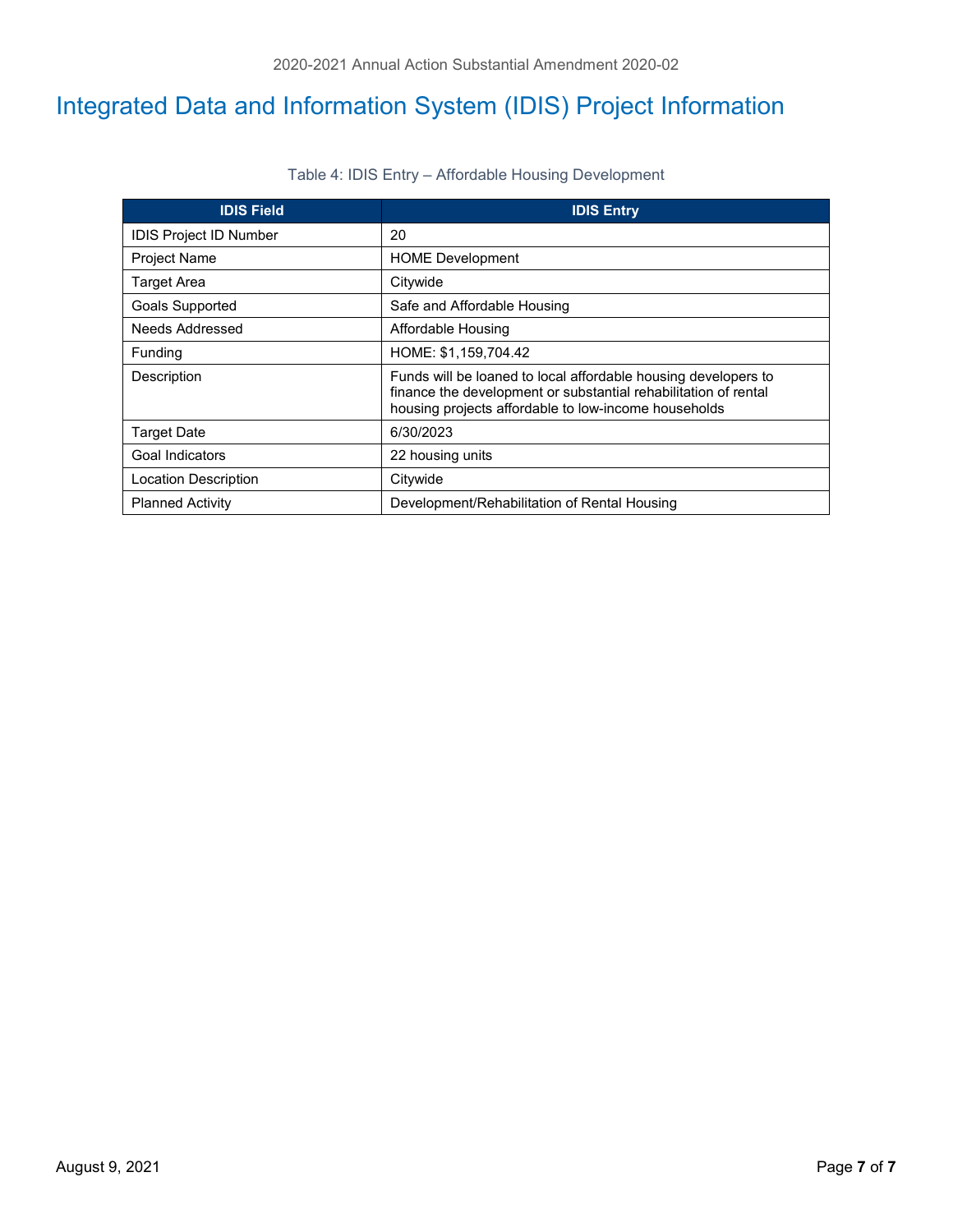# Integrated Data and Information System (IDIS) Project Information

Table 4: IDIS Entry – Affordable Housing Development

| IDIS Field | IDIS Entry |
|---|---|
| IDIS Project ID Number | 20 |
| Project Name | HOME Development |
| Target Area | Citywide |
| Goals Supported | Safe and Affordable Housing |
| Needs Addressed | Affordable Housing |
| Funding | HOME: $1,159,704.42 |
| Description | Funds will be loaned to local affordable housing developers to finance the development or substantial rehabilitation of rental housing projects affordable to low-income households |
| Target Date | 6/30/2023 |
| Goal Indicators | 22 housing units |
| Location Description | Citywide |
| Planned Activity | Development/Rehabilitation of Rental Housing |